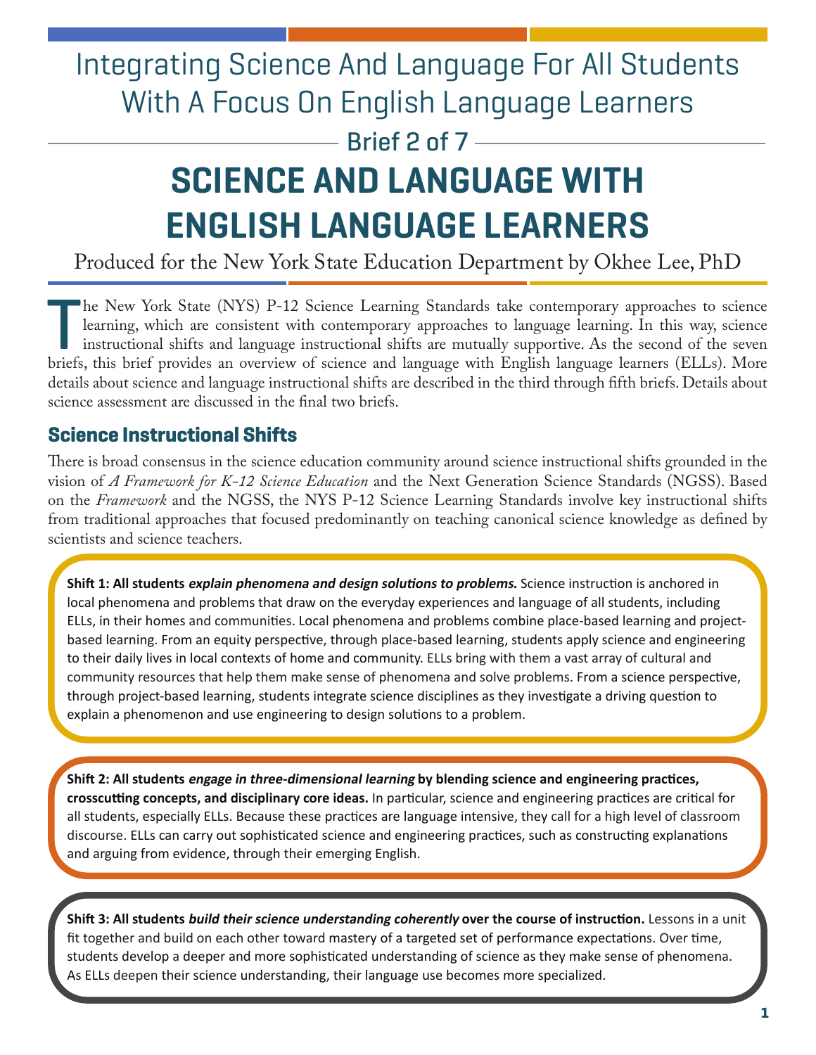Integrating Science And Language For All Students With A Focus On English Language Learners

Brief 2 of 7

# SCIENCE AND LANGUAGE WITH ENGLISH LANGUAGE LEARNERS

Produced for the New York State Education Department by Okhee Lee, PhD

The New York State (NYS) P-12 Science Learning Standards take contemporary approaches to science learning, which are consistent with contemporary approaches to language learning. In this way, science instructional shifts and language instructional shifts are mutually supportive. As the second of the seven briefs, this brief provides an overview of science and language with English language learners (ELLs). More details about science and language instructional shifts are described in the third through fifth briefs. Details about science assessment are discussed in the final two briefs.

## Science Instructional Shifts

There is broad consensus in the science education community around science instructional shifts grounded in the vision of *A Framework for K-12 Science Education* and the Next Generation Science Standards (NGSS). Based on the *Framework* and the NGSS, the NYS P-12 Science Learning Standards involve key instructional shifts from traditional approaches that focused predominantly on teaching canonical science knowledge as defined by scientists and science teachers.

**Shift 1: All students *explain phenomena and design solutions to problems.*** Science instruction is anchored in local phenomena and problems that draw on the everyday experiences and language of all students, including ELLs, in their homes and communities. Local phenomena and problems combine place-based learning and project-based learning. From an equity perspective, through place-based learning, students apply science and engineering to their daily lives in local contexts of home and community. ELLs bring with them a vast array of cultural and community resources that help them make sense of phenomena and solve problems. From a science perspective, through project-based learning, students integrate science disciplines as they investigate a driving question to explain a phenomenon and use engineering to design solutions to a problem.

**Shift 2: All students *engage in three-dimensional learning* by blending science and engineering practices, crosscutting concepts, and disciplinary core ideas.** In particular, science and engineering practices are critical for all students, especially ELLs. Because these practices are language intensive, they call for a high level of classroom discourse. ELLs can carry out sophisticated science and engineering practices, such as constructing explanations and arguing from evidence, through their emerging English.

**Shift 3: All students *build their science understanding coherently* over the course of instruction.** Lessons in a unit fit together and build on each other toward mastery of a targeted set of performance expectations. Over time, students develop a deeper and more sophisticated understanding of science as they make sense of phenomena. As ELLs deepen their science understanding, their language use becomes more specialized.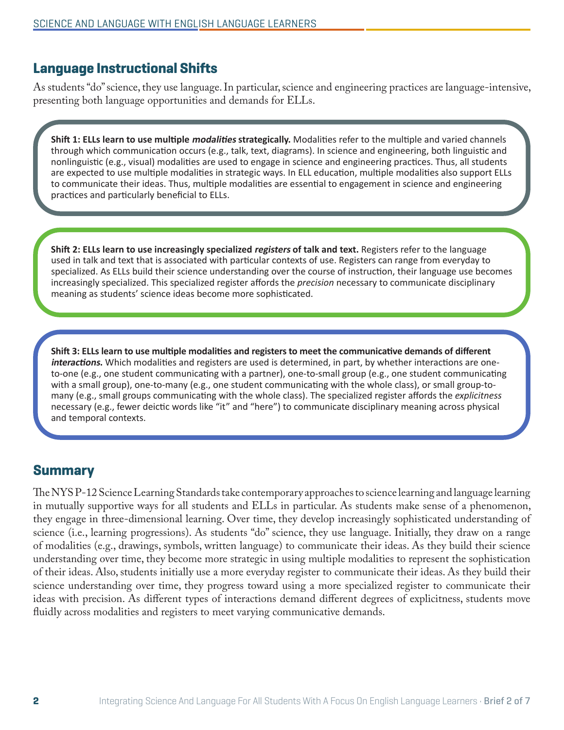## Language Instructional Shifts

As students "do" science, they use language. In particular, science and engineering practices are language-intensive, presenting both language opportunities and demands for ELLs.

**Shift 1: ELLs learn to use multiple *modalities* strategically.** Modalities refer to the multiple and varied channels through which communication occurs (e.g., talk, text, diagrams). In science and engineering, both linguistic and nonlinguistic (e.g., visual) modalities are used to engage in science and engineering practices. Thus, all students are expected to use multiple modalities in strategic ways. In ELL education, multiple modalities also support ELLs to communicate their ideas. Thus, multiple modalities are essential to engagement in science and engineering practices and particularly beneficial to ELLs.

**Shift 2: ELLs learn to use increasingly specialized *registers* of talk and text.** Registers refer to the language used in talk and text that is associated with particular contexts of use. Registers can range from everyday to specialized. As ELLs build their science understanding over the course of instruction, their language use becomes increasingly specialized. This specialized register affords the *precision* necessary to communicate disciplinary meaning as students' science ideas become more sophisticated.

**Shift 3: ELLs learn to use multiple modalities and registers to meet the communicative demands of different *interactions*.** Which modalities and registers are used is determined, in part, by whether interactions are one-to-one (e.g., one student communicating with a partner), one-to-small group (e.g., one student communicating with a small group), one-to-many (e.g., one student communicating with the whole class), or small group-to-many (e.g., small groups communicating with the whole class). The specialized register affords the *explicitness* necessary (e.g., fewer deictic words like "it" and "here") to communicate disciplinary meaning across physical and temporal contexts.

## Summary

The NYS P-12 Science Learning Standards take contemporary approaches to science learning and language learning in mutually supportive ways for all students and ELLs in particular. As students make sense of a phenomenon, they engage in three-dimensional learning. Over time, they develop increasingly sophisticated understanding of science (i.e., learning progressions). As students "do" science, they use language. Initially, they draw on a range of modalities (e.g., drawings, symbols, written language) to communicate their ideas. As they build their science understanding over time, they become more strategic in using multiple modalities to represent the sophistication of their ideas. Also, students initially use a more everyday register to communicate their ideas. As they build their science understanding over time, they progress toward using a more specialized register to communicate their ideas with precision. As different types of interactions demand different degrees of explicitness, students move fluidly across modalities and registers to meet varying communicative demands.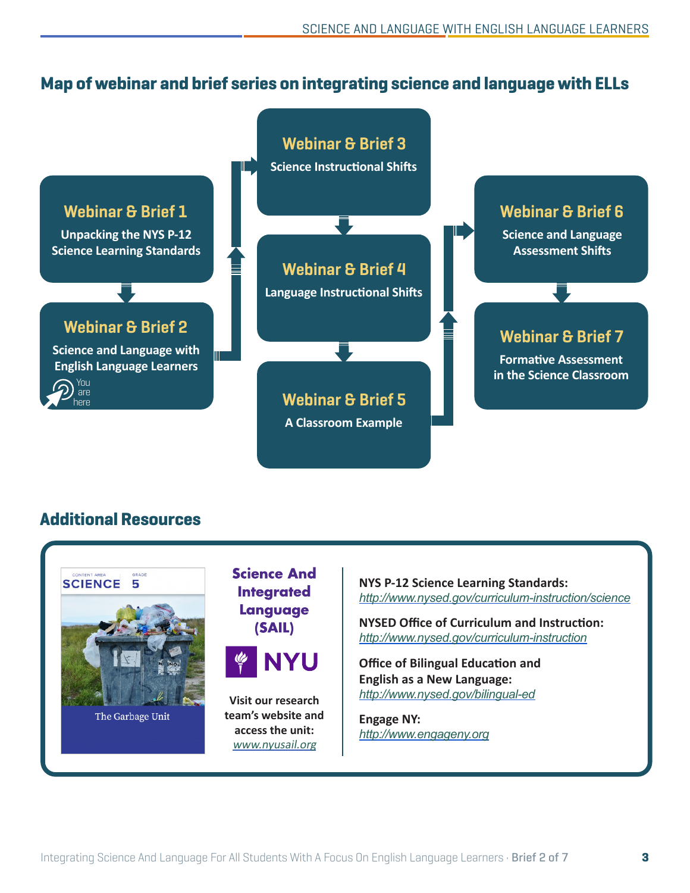## Map of webinar and brief series on integrating science and language with ELLs

**Webinar & Brief 1**
Unpacking the NYS P-12 Science Learning Standards

**Webinar & Brief 2**
Science and Language with English Language Learners
You are here

**Webinar & Brief 3**
Science Instructional Shifts

**Webinar & Brief 4**
Language Instructional Shifts

**Webinar & Brief 5**
A Classroom Example

**Webinar & Brief 6**
Science and Language Assessment Shifts

**Webinar & Brief 7**
Formative Assessment in the Science Classroom

## Additional Resources

CONTENT AREA SCIENCE GRADE 5

The Garbage Unit

**Science And Integrated Language (SAIL)**

NYU

Visit our research team's website and access the unit:
www.nyusail.org

**NYS P-12 Science Learning Standards:**
http://www.nysed.gov/curriculum-instruction/science

**NYSED Office of Curriculum and Instruction:**
http://www.nysed.gov/curriculum-instruction

**Office of Bilingual Education and English as a New Language:**
http://www.nysed.gov/bilingual-ed

**Engage NY:**
http://www.engageny.org